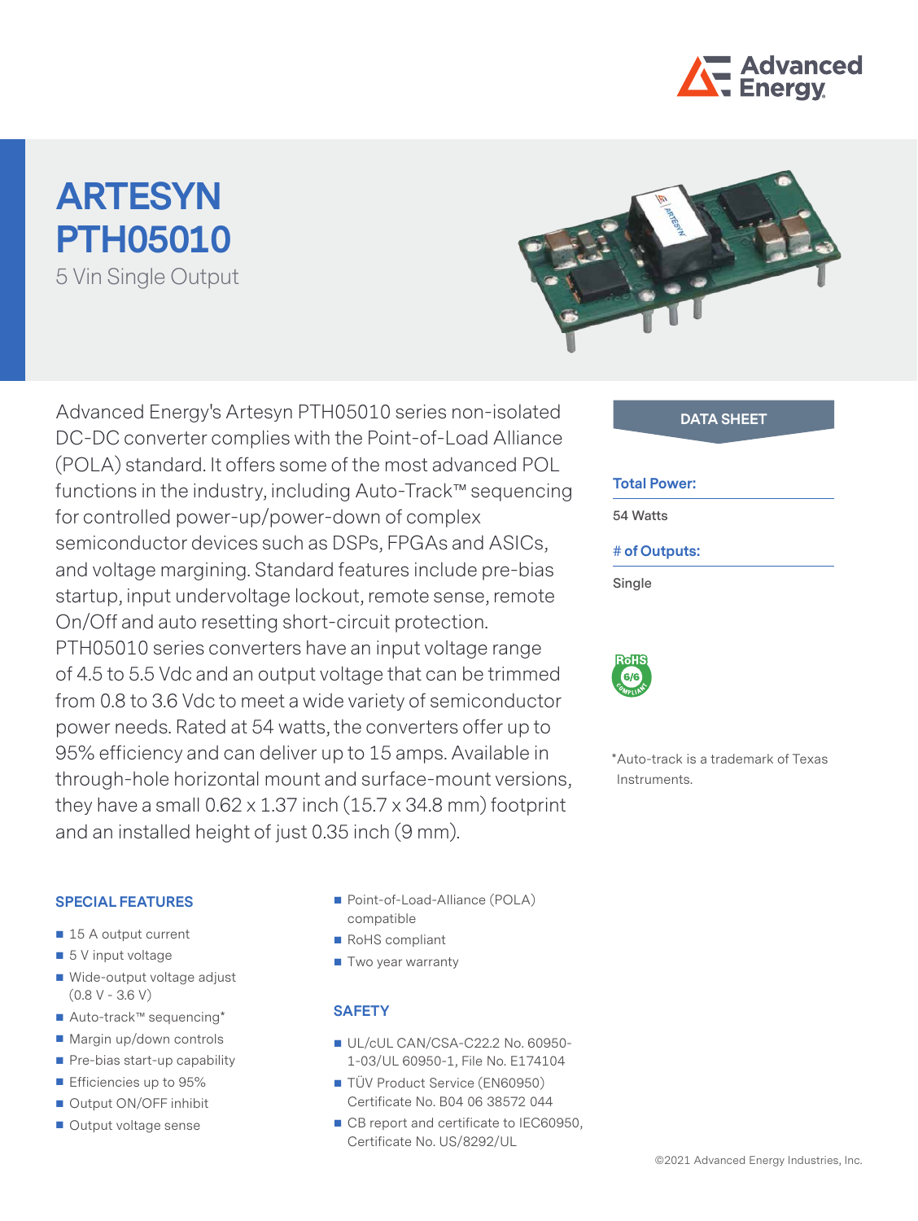# ARTESYN PTH05010

5 Vin Single Output

Advanced Energy's Artesyn PTH05010 series non-isolated DC-DC converter complies with the Point-of-Load Alliance (POLA) standard. It offers some of the most advanced POL functions in the industry, including Auto-Track™ sequencing for controlled power-up/power-down of complex semiconductor devices such as DSPs, FPGAs and ASICs, and voltage margining. Standard features include pre-bias startup, input undervoltage lockout, remote sense, remote On/Off and auto resetting short-circuit protection. PTH05010 series converters have an input voltage range of 4.5 to 5.5 Vdc and an output voltage that can be trimmed from 0.8 to 3.6 Vdc to meet a wide variety of semiconductor power needs. Rated at 54 watts, the converters offer up to 95% efficiency and can deliver up to 15 amps. Available in through-hole horizontal mount and surface-mount versions, they have a small 0.62 x 1.37 inch (15.7 x 34.8 mm) footprint and an installed height of just 0.35 inch (9 mm).

**DATA SHEET**

**Total Power:**

54 Watts

**# of Outputs:**

Single

*Auto-track is a trademark of Texas Instruments.

## SPECIAL FEATURES

- 15 A output current
- 5 V input voltage
- Wide-output voltage adjust (0.8 V - 3.6 V)
- Auto-track™ sequencing*
- Margin up/down controls
- Pre-bias start-up capability
- Efficiencies up to 95%
- Output ON/OFF inhibit
- Output voltage sense
- Point-of-Load-Alliance (POLA) compatible
- RoHS compliant
- Two year warranty

## SAFETY

- UL/cUL CAN/CSA-C22.2 No. 60950-1-03/UL 60950-1, File No. E174104
- TÜV Product Service (EN60950) Certificate No. B04 06 38572 044
- CB report and certificate to IEC60950, Certificate No. US/8292/UL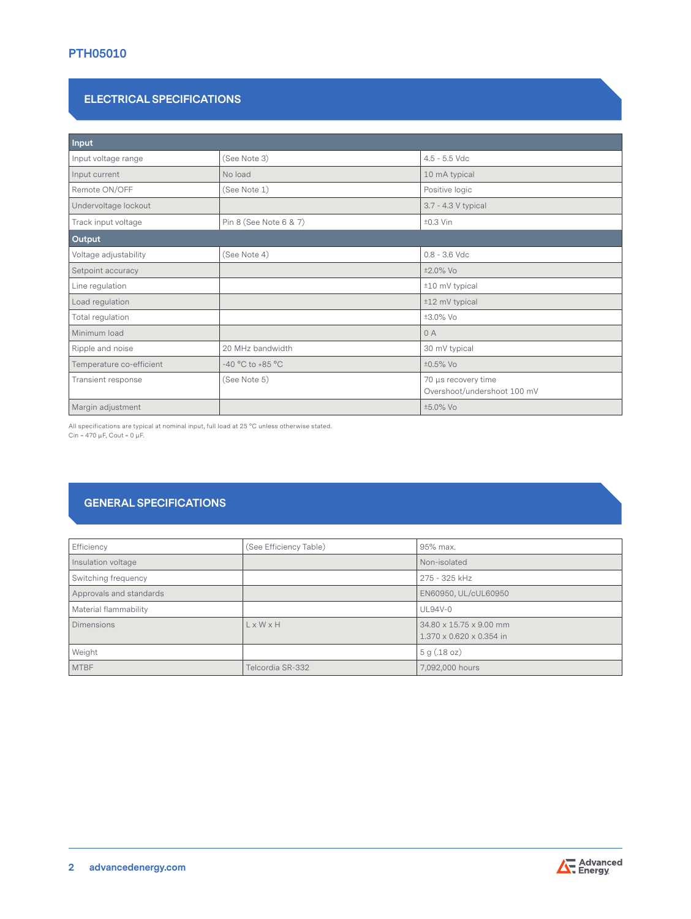## PTH05010

## ELECTRICAL SPECIFICATIONS

| Input | | |
|---|---|---|
| Input voltage range | (See Note 3) | 4.5 - 5.5 Vdc |
| Input current | No load | 10 mA typical |
| Remote ON/OFF | (See Note 1) | Positive logic |
| Undervoltage lockout | | 3.7 - 4.3 V typical |
| Track input voltage | Pin 8 (See Note 6 & 7) | ±0.3 Vin |
| **Output** | | |
| Voltage adjustability | (See Note 4) | 0.8 - 3.6 Vdc |
| Setpoint accuracy | | ±2.0% Vo |
| Line regulation | | ±10 mV typical |
| Load regulation | | ±12 mV typical |
| Total regulation | | ±3.0% Vo |
| Minimum load | | 0 A |
| Ripple and noise | 20 MHz bandwidth | 30 mV typical |
| Temperature co-efficient | -40 °C to +85 °C | ±0.5% Vo |
| Transient response | (See Note 5) | 70 µs recovery time<br>Overshoot/undershoot 100 mV |
| Margin adjustment | | ±5.0% Vo |

All specifications are typical at nominal input, full load at 25 °C unless otherwise stated.
Cin = 470 µF, Cout = 0 µF.

## GENERAL SPECIFICATIONS

| | | |
|---|---|---|
| Efficiency | (See Efficiency Table) | 95% max. |
| Insulation voltage | | Non-isolated |
| Switching frequency | | 275 - 325 kHz |
| Approvals and standards | | EN60950, UL/cUL60950 |
| Material flammability | | UL94V-0 |
| Dimensions | L x W x H | 34.80 x 15.75 x 9.00 mm<br>1.370 x 0.620 x 0.354 in |
| Weight | | 5 g (.18 oz) |
| MTBF | Telcordia SR-332 | 7,092,000 hours |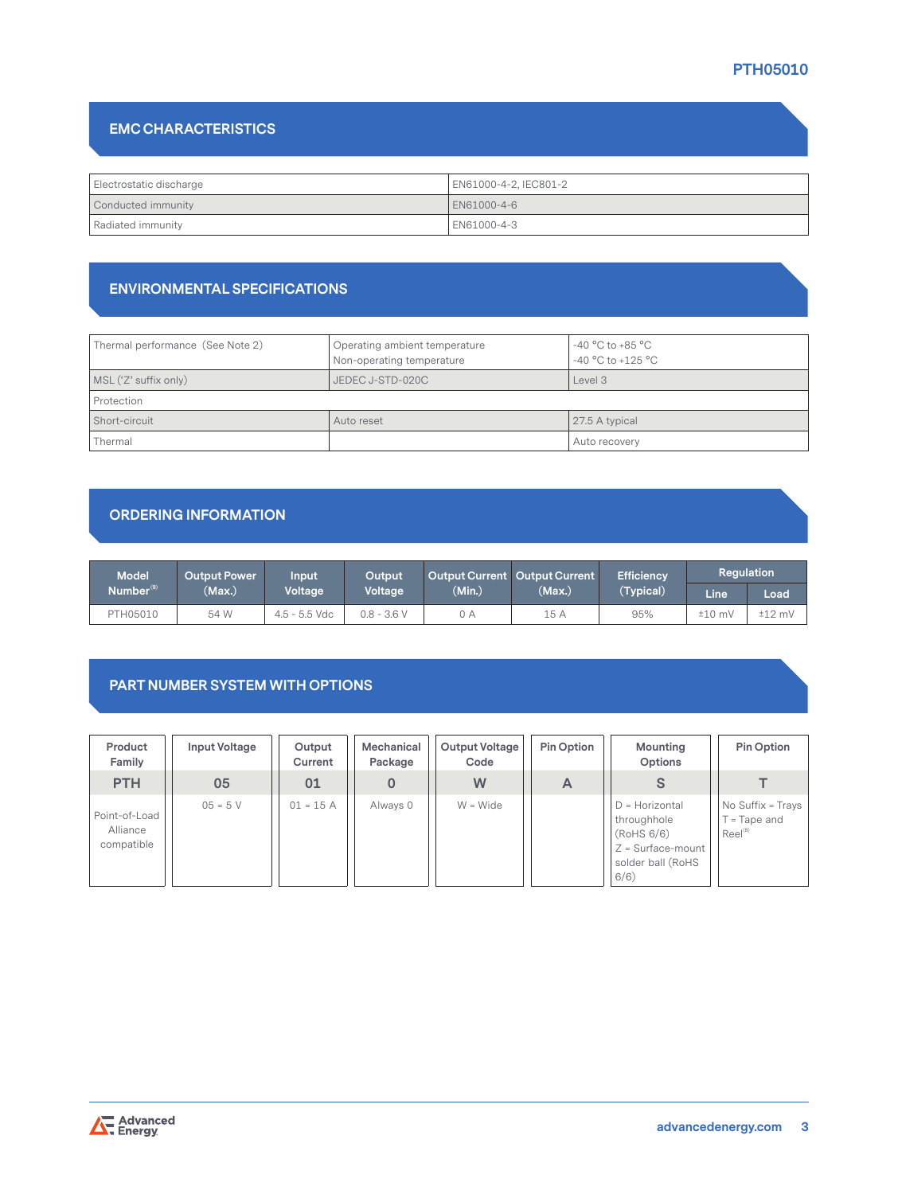## EMC CHARACTERISTICS

| | |
|---|---|
| Electrostatic discharge | EN61000-4-2, IEC801-2 |
| Conducted immunity | EN61000-4-6 |
| Radiated immunity | EN61000-4-3 |

## ENVIRONMENTAL SPECIFICATIONS

| | | |
|---|---|---|
| Thermal performance (See Note 2) | Operating ambient temperature<br>Non-operating temperature | -40 °C to +85 °C<br>-40 °C to +125 °C |
| MSL ('Z' suffix only) | JEDEC J-STD-020C | Level 3 |
| Protection | | |
| Short-circuit | Auto reset | 27.5 A typical |
| Thermal | | Auto recovery |

## ORDERING INFORMATION

| Model Number[8] | Output Power (Max.) | Input Voltage | Output Voltage | Output Current (Min.) | Output Current (Max.) | Efficiency (Typical) | Regulation | |
|---|---|---|---|---|---|---|---|---|
| | | | | | | | Line | Load |
| PTH05010 | 54 W | 4.5 - 5.5 Vdc | 0.8 - 3.6 V | 0 A | 15 A | 95% | ±10 mV | ±12 mV |

## PART NUMBER SYSTEM WITH OPTIONS

| Product Family | Input Voltage | Output Current | Mechanical Package | Output Voltage Code | Pin Option | Mounting Options | Pin Option |
|---|---|---|---|---|---|---|---|
| PTH | 05 | 01 | 0 | W | A | S | T |
| Point-of-Load Alliance compatible | 05 = 5 V | 01 = 15 A | Always 0 | W = Wide | | D = Horizontal throughhole (RoHS 6/6)<br>Z = Surface-mount solder ball (RoHS 6/6) | No Suffix = Trays<br>T = Tape and Reel[8] |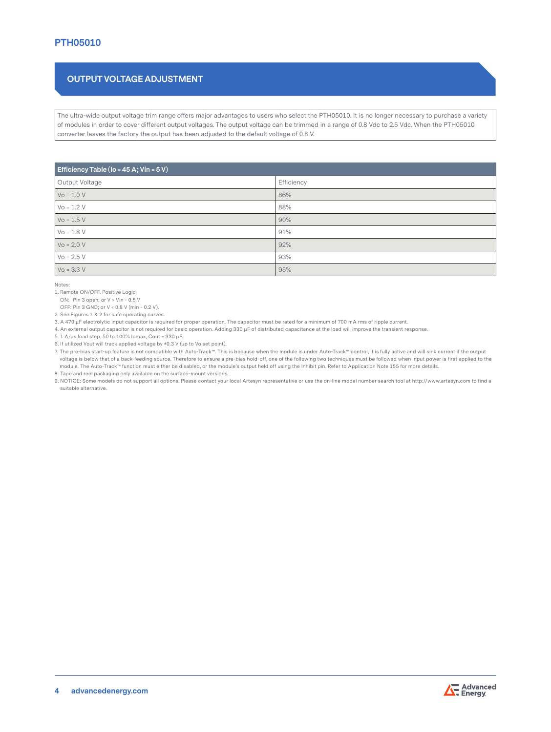## OUTPUT VOLTAGE ADJUSTMENT

The ultra-wide output voltage trim range offers major advantages to users who select the PTH05010. It is no longer necessary to purchase a variety of modules in order to cover different output voltages. The output voltage can be trimmed in a range of 0.8 Vdc to 2.5 Vdc. When the PTH05010 converter leaves the factory the output has been adjusted to the default voltage of 0.8 V.

| **Efficiency Table** ($I_o$ = 45 A; $V_{in}$ = 5 V) | |
|---|---|
| Output Voltage | Efficiency |
| Vo = 1.0 V | 86% |
| Vo = 1.2 V | 88% |
| Vo = 1.5 V | 90% |
| Vo = 1.8 V | 91% |
| Vo = 2.0 V | 92% |
| Vo = 2.5 V | 93% |
| Vo = 3.3 V | 95% |

Notes:

1. Remote ON/OFF. Positive Logic
   ON: Pin 3 open; or V > Vin - 0.5 V
   OFF: Pin 3 GND; or V < 0.8 V (min - 0.2 V).
2. See Figures 1 & 2 for safe operating curves.
3. A 470 µF electrolytic input capacitor is required for proper operation. The capacitor must be rated for a minimum of 700 mA rms of ripple current.
4. An external output capacitor is not required for basic operation. Adding 330 µF of distributed capacitance at the load will improve the transient response.
5. 1 A/µs load step, 50 to 100% Iomax, Cout = 330 µF.
6. If utilized Vout will track applied voltage by ±0.3 V (up to Vo set point).
7. The pre-bias start-up feature is not compatible with Auto-Track™. This is because when the module is under Auto-Track™ control, it is fully active and will sink current if the output voltage is below that of a back-feeding source. Therefore to ensure a pre-bias hold-off, one of the following two techniques must be followed when input power is first applied to the module. The Auto-Track™ function must either be disabled, or the module's output held off using the Inhibit pin. Refer to Application Note 155 for more details.
8. Tape and reel packaging only available on the surface-mount versions.
9. NOTICE: Some models do not support all options. Please contact your local Artesyn representative or use the on-line model number search tool at http://www.artesyn.com to find a suitable alternative.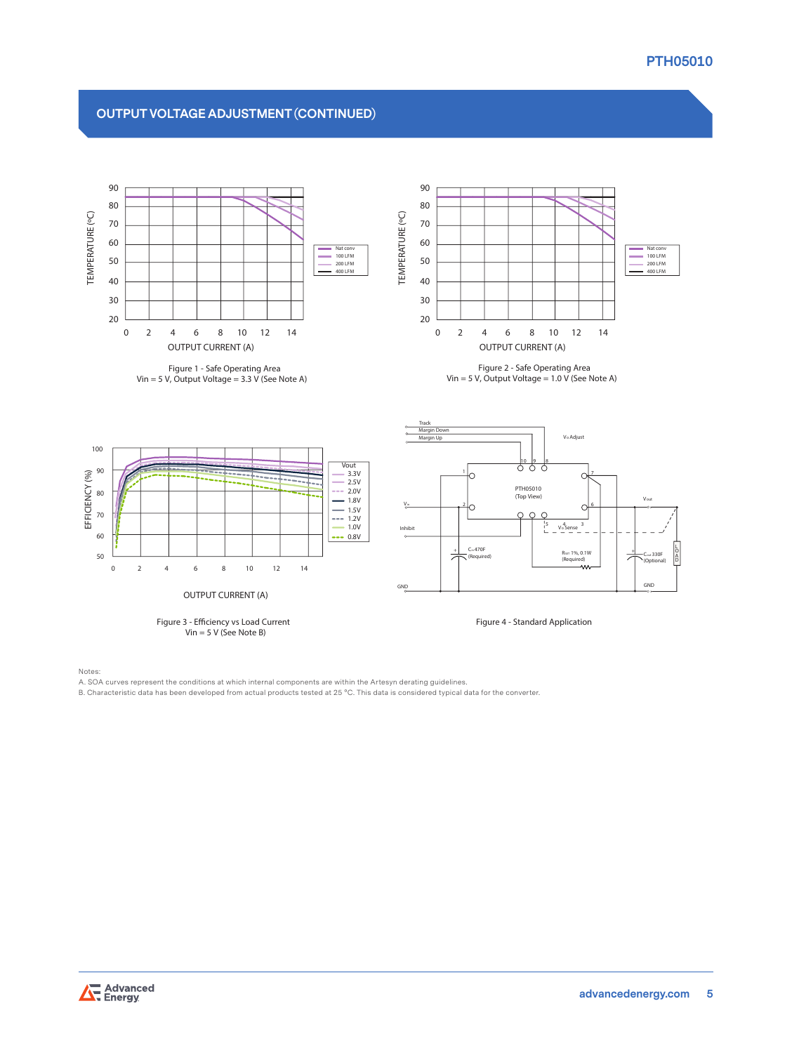## OUTPUT VOLTAGE ADJUSTMENT (CONTINUED)

Figure 1 - Safe Operating Area
Vin = 5 V, Output Voltage = 3.3 V (See Note A)

Figure 2 - Safe Operating Area
Vin = 5 V, Output Voltage = 1.0 V (See Note A)

Figure 3 - Efficiency vs Load Current
Vin = 5 V (See Note B)

Figure 4 - Standard Application

Notes:
A. SOA curves represent the conditions at which internal components are within the Artesyn derating guidelines.
B. Characteristic data has been developed from actual products tested at 25 °C. This data is considered typical data for the converter.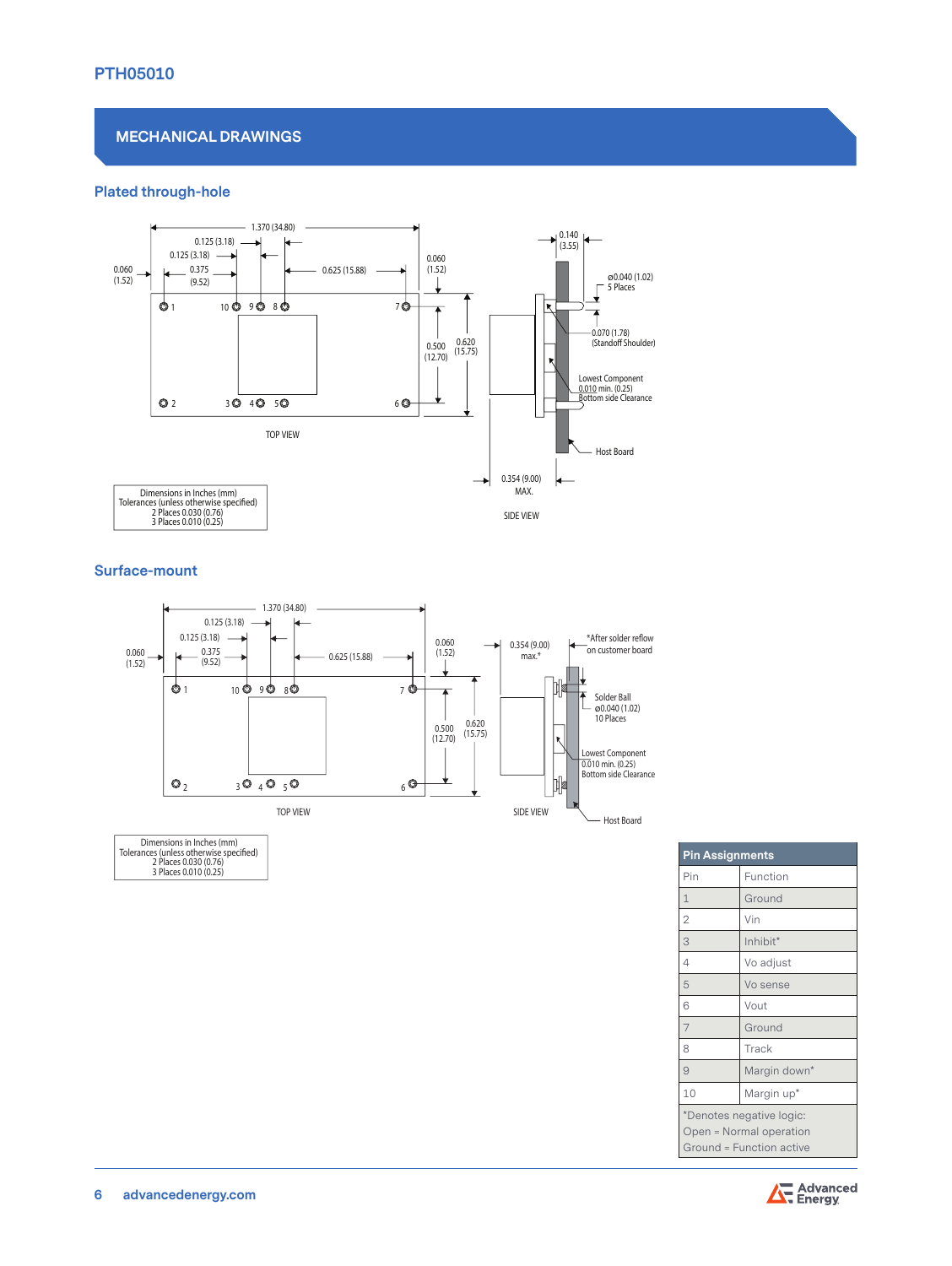## MECHANICAL DRAWINGS

### Plated through-hole

1.370 (34.80)
0.125 (3.18)
0.125 (3.18)
0.060 (1.52)
0.375 (9.52)
0.625 (15.88)
0.060 (1.52)
0.140 (3.55)
ø0.040 (1.02) 5 Places
1 10 9 8 7
0.500 (12.70)
0.620 (15.75)
0.070 (1.78) (Standoff Shoulder)
Lowest Component 0.010 min. (0.25) Bottom side Clearance
2 3 4 5 6
Host Board
TOP VIEW
0.354 (9.00) MAX.
SIDE VIEW

Dimensions in Inches (mm)
Tolerances (unless otherwise specified)
2 Places 0.030 (0.76)
3 Places 0.010 (0.25)

### Surface-mount

1.370 (34.80)
0.125 (3.18)
0.125 (3.18)
0.060 (1.52)
0.375 (9.52)
0.625 (15.88)
0.060 (1.52)
0.354 (9.00) max.*
*After solder reflow on customer board
1 10 9 8 7
Solder Ball ø0.040 (1.02) 10 Places
0.500 (12.70)
0.620 (15.75)
Lowest Component 0.010 min. (0.25) Bottom side Clearance
2 3 4 5 6
TOP VIEW
SIDE VIEW
Host Board

Dimensions in Inches (mm)
Tolerances (unless otherwise specified)
2 Places 0.030 (0.76)
3 Places 0.010 (0.25)

| Pin Assignments | |
|---|---|
| Pin | Function |
| 1 | Ground |
| 2 | Vin |
| 3 | Inhibit* |
| 4 | Vo adjust |
| 5 | Vo sense |
| 6 | Vout |
| 7 | Ground |
| 8 | Track |
| 9 | Margin down* |
| 10 | Margin up* |

*Denotes negative logic:
Open = Normal operation
Ground = Function active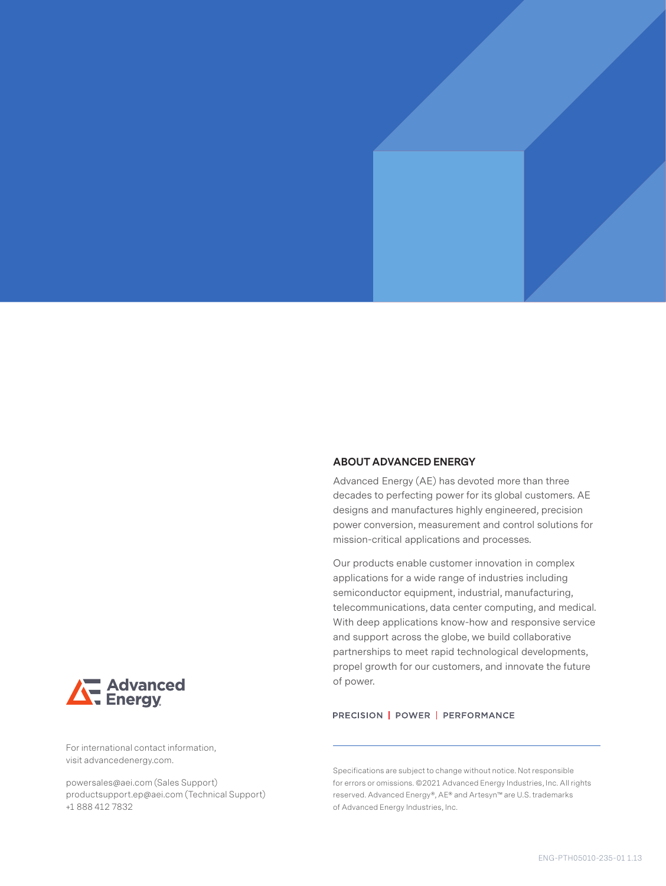## ABOUT ADVANCED ENERGY

Advanced Energy (AE) has devoted more than three decades to perfecting power for its global customers. AE designs and manufactures highly engineered, precision power conversion, measurement and control solutions for mission-critical applications and processes.

Our products enable customer innovation in complex applications for a wide range of industries including semiconductor equipment, industrial, manufacturing, telecommunications, data center computing, and medical. With deep applications know-how and responsive service and support across the globe, we build collaborative partnerships to meet rapid technological developments, propel growth for our customers, and innovate the future of power.

PRECISION | POWER | PERFORMANCE

Advanced Energy

For international contact information, visit advancedenergy.com.

powersales@aei.com (Sales Support)
productsupport.ep@aei.com (Technical Support)
+1 888 412 7832

Specifications are subject to change without notice. Not responsible for errors or omissions. ©2021 Advanced Energy Industries, Inc. All rights reserved. Advanced Energy®, AE® and Artesyn™ are U.S. trademarks of Advanced Energy Industries, Inc.

ENG-PTH05010-235-01 1.13